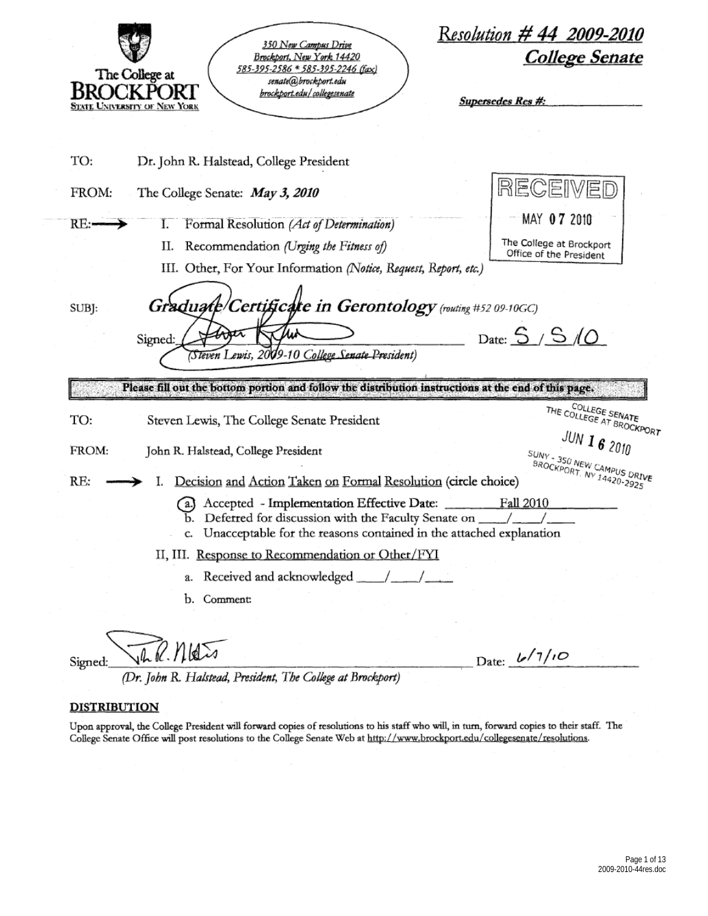The College at **BROCKPORT**
STATE UNIVERSITY OF NEW YORK

350 New Campus Drive
Brockport, New York 14420
585-395-2586 * 585-395-2246 (fax)
senate@brockport.edu
brockport.edu/collegesenate

## Resolution # 44 2009-2010
## College Senate

**Supersedes Res #:** ____________

TO: Dr. John R. Halstead, College President

FROM: The College Senate: ***May 3, 2010***

RECEIVED
MAY 07 2010
The College at Brockport
Office of the President

RE: →
I. Formal Resolution *(Act of Determination)*
II. Recommendation *(Urging the Fitness of)*
III. Other, For Your Information *(Notice, Request, Report, etc.)*

SUBJ: ***Graduate Certificate in Gerontology*** *(routing #52 09-10GC)*

Signed: ____________ Date: 5 / 5 /10
*(Steven Lewis, 2009-10 College Senate President)*

**Please fill out the bottom portion and follow the distribution instructions at the end of this page.**

TO: Steven Lewis, The College Senate President

FROM: John R. Halstead, College President

THE COLLEGE SENATE
THE COLLEGE AT BROCKPORT
JUN 16 2010
SUNY - 350 NEW CAMPUS DRIVE
BROCKPORT, NY 14420-2925

RE: → I. Decision and Action Taken on Formal Resolution (circle choice)

- (a.) Accepted - **Implementation Effective Date:** Fall 2010
- b. Deferred for discussion with the Faculty Senate on ___/___/___
- c. Unacceptable for the reasons contained in the attached explanation

II, III. Response to Recommendation or Other/FYI

- a. Received and acknowledged ___/___/___
- b. Comment:

Signed: ____________ Date: 6/7/10
*(Dr. John R. Halstead, President, The College at Brockport)*

**DISTRIBUTION**

Upon approval, the College President will forward copies of resolutions to his staff who will, in turn, forward copies to their staff. The College Senate Office will post resolutions to the College Senate Web at http://www.brockport.edu/collegesenate/resolutions.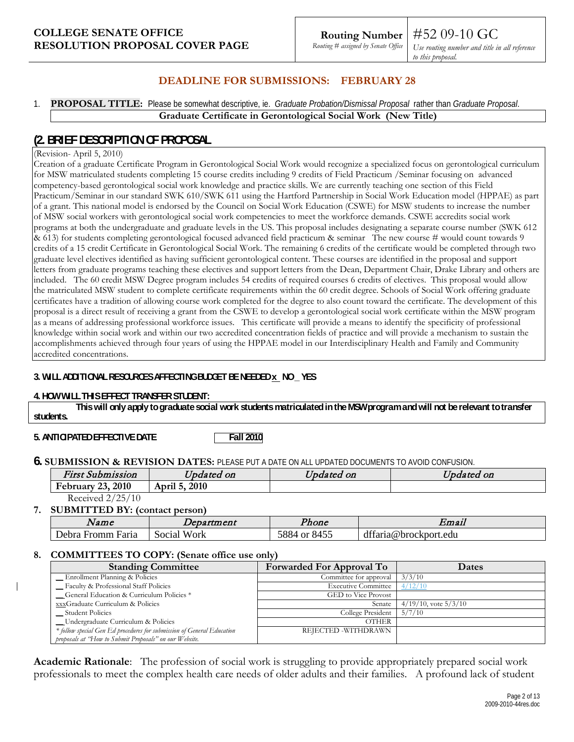**COLLEGE SENATE OFFICE**
**RESOLUTION PROPOSAL COVER PAGE**

**Routing Number** #52 09-10 GC
*Routing # assigned by Senate Office* — *Use routing number and title in all reference to this proposal.*

## DEADLINE FOR SUBMISSIONS: FEBRUARY 28

1. **PROPOSAL TITLE:** Please be somewhat descriptive, ie. *Graduate Probation/Dismissal Proposal* rather than *Graduate Proposal*.

**Graduate Certificate in Gerontological Social Work (New Title)**

## (2. BRIEF DESCRIPTION OF PROPOSAL

(Revision- April 5, 2010)

Creation of a graduate Certificate Program in Gerontological Social Work would recognize a specialized focus on gerontological curriculum for MSW matriculated students completing 15 course credits including 9 credits of Field Practicum /Seminar focusing on advanced competency-based gerontological social work knowledge and practice skills. We are currently teaching one section of this Field Practicum/Seminar in our standard SWK 610/SWK 611 using the Hartford Partnership in Social Work Education model (HPPAE) as part of a grant. This national model is endorsed by the Council on Social Work Education (CSWE) for MSW students to increase the number of MSW social workers with gerontological social work competencies to meet the workforce demands. CSWE accredits social work programs at both the undergraduate and graduate levels in the US. This proposal includes designating a separate course number (SWK 612 & 613) for students completing gerontological focused advanced field practicum & seminar The new course # would count towards 9 credits of a 15 credit Certificate in Gerontological Social Work. The remaining 6 credits of the certificate would be completed through two graduate level electives identified as having sufficient gerontological content. These courses are identified in the proposal and support letters from graduate programs teaching these electives and support letters from the Dean, Department Chair, Drake Library and others are included. The 60 credit MSW Degree program includes 54 credits of required courses 6 credits of electives. This proposal would allow the matriculated MSW student to complete certificate requirements within the 60 credit degree. Schools of Social Work offering graduate certificates have a tradition of allowing course work completed for the degree to also count toward the certificate. The development of this proposal is a direct result of receiving a grant from the CSWE to develop a gerontological social work certificate within the MSW program as a means of addressing professional workforce issues. This certificate will provide a means to identify the specificity of professional knowledge within social work and within our two accredited concentration fields of practice and will provide a mechanism to sustain the accomplishments achieved through four years of using the HPPAE model in our Interdisciplinary Health and Family and Community accredited concentrations.

**3. WILL ADDITIONAL RESOURCES AFFECTING BUDGET BE NEEDED** x NO _ YES

**4. HOW WILL THIS EFFECT TRANSFER STUDENT:**

**This will only apply to graduate social work students matriculated in the MSW program and will not be relevant to transfer students.**

**5. ANTICIPATED EFFECTIVE DATE** **Fall 2010**

**6. SUBMISSION & REVISION DATES:** PLEASE PUT A DATE ON ALL UPDATED DOCUMENTS TO AVOID CONFUSION.

| *First Submission* | *Updated on* | *Updated on* | *Updated on* |
|---|---|---|---|
| **February 23, 2010** | **April 5, 2010** | | |

Received 2/25/10

**7. SUBMITTED BY: (contact person)**

| *Name* | *Department* | *Phone* | *Email* |
|---|---|---|---|
| Debra Fromm Faria | Social Work | 5884 or 8455 | dffaria@brockport.edu |

**8. COMMITTEES TO COPY: (Senate office use only)**

| Standing Committee | Forwarded For Approval To | Dates |
|---|---|---|
| __ Enrollment Planning & Policies | Committee for approval | 3/3/10 |
| __ Faculty & Professional Staff Policies | Executive Committee | 4/12/10 |
| __ General Education & Curriculum Policies * | GED to Vice Provost | |
| xxx Graduate Curriculum & Policies | Senate | 4/19/10, vote 5/3/10 |
| __ Student Policies | College President | 5/7/10 |
| __ Undergraduate Curriculum & Policies | OTHER | |
| *\* follow special Gen Ed procedures for submission of General Education proposals at "How to Submit Proposals" on our Website.* | REJECTED -WITHDRAWN | |

**Academic Rationale**: The profession of social work is struggling to provide appropriately prepared social work professionals to meet the complex health care needs of older adults and their families. A profound lack of student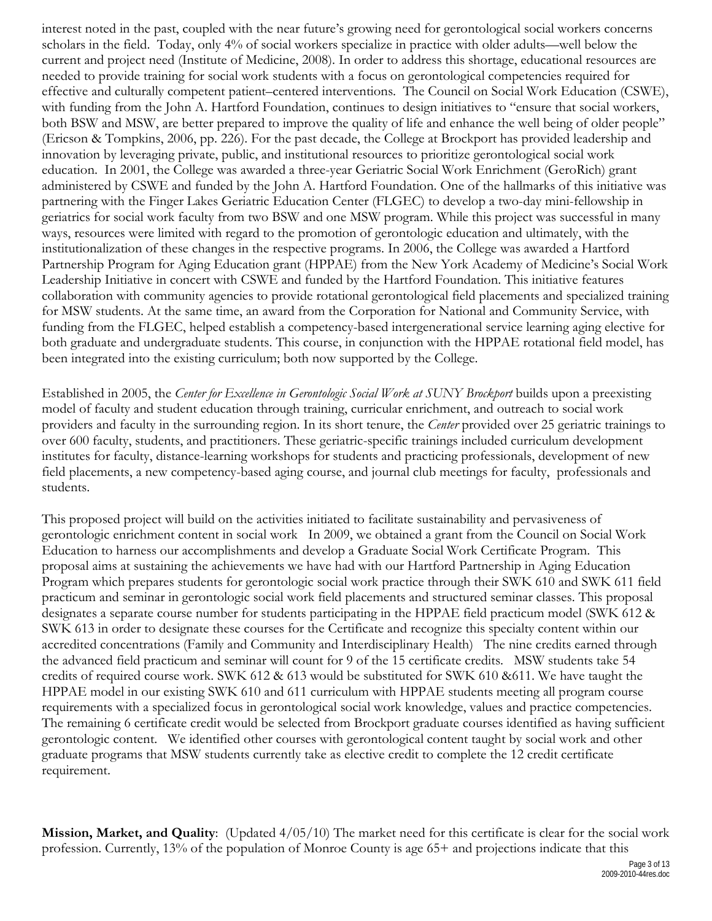interest noted in the past, coupled with the near future's growing need for gerontological social workers concerns scholars in the field. Today, only 4% of social workers specialize in practice with older adults—well below the current and project need (Institute of Medicine, 2008). In order to address this shortage, educational resources are needed to provide training for social work students with a focus on gerontological competencies required for effective and culturally competent patient–centered interventions. The Council on Social Work Education (CSWE), with funding from the John A. Hartford Foundation, continues to design initiatives to "ensure that social workers, both BSW and MSW, are better prepared to improve the quality of life and enhance the well being of older people" (Ericson & Tompkins, 2006, pp. 226). For the past decade, the College at Brockport has provided leadership and innovation by leveraging private, public, and institutional resources to prioritize gerontological social work education. In 2001, the College was awarded a three-year Geriatric Social Work Enrichment (GeroRich) grant administered by CSWE and funded by the John A. Hartford Foundation. One of the hallmarks of this initiative was partnering with the Finger Lakes Geriatric Education Center (FLGEC) to develop a two-day mini-fellowship in geriatrics for social work faculty from two BSW and one MSW program. While this project was successful in many ways, resources were limited with regard to the promotion of gerontologic education and ultimately, with the institutionalization of these changes in the respective programs. In 2006, the College was awarded a Hartford Partnership Program for Aging Education grant (HPPAE) from the New York Academy of Medicine's Social Work Leadership Initiative in concert with CSWE and funded by the Hartford Foundation. This initiative features collaboration with community agencies to provide rotational gerontological field placements and specialized training for MSW students. At the same time, an award from the Corporation for National and Community Service, with funding from the FLGEC, helped establish a competency-based intergenerational service learning aging elective for both graduate and undergraduate students. This course, in conjunction with the HPPAE rotational field model, has been integrated into the existing curriculum; both now supported by the College.

Established in 2005, the *Center for Excellence in Gerontologic Social Work at SUNY Brockport* builds upon a preexisting model of faculty and student education through training, curricular enrichment, and outreach to social work providers and faculty in the surrounding region. In its short tenure, the *Center* provided over 25 geriatric trainings to over 600 faculty, students, and practitioners. These geriatric-specific trainings included curriculum development institutes for faculty, distance-learning workshops for students and practicing professionals, development of new field placements, a new competency-based aging course, and journal club meetings for faculty, professionals and students.

This proposed project will build on the activities initiated to facilitate sustainability and pervasiveness of gerontologic enrichment content in social work In 2009, we obtained a grant from the Council on Social Work Education to harness our accomplishments and develop a Graduate Social Work Certificate Program. This proposal aims at sustaining the achievements we have had with our Hartford Partnership in Aging Education Program which prepares students for gerontologic social work practice through their SWK 610 and SWK 611 field practicum and seminar in gerontologic social work field placements and structured seminar classes. This proposal designates a separate course number for students participating in the HPPAE field practicum model (SWK 612 & SWK 613 in order to designate these courses for the Certificate and recognize this specialty content within our accredited concentrations (Family and Community and Interdisciplinary Health) The nine credits earned through the advanced field practicum and seminar will count for 9 of the 15 certificate credits. MSW students take 54 credits of required course work. SWK 612 & 613 would be substituted for SWK 610 &611. We have taught the HPPAE model in our existing SWK 610 and 611 curriculum with HPPAE students meeting all program course requirements with a specialized focus in gerontological social work knowledge, values and practice competencies. The remaining 6 certificate credit would be selected from Brockport graduate courses identified as having sufficient gerontologic content. We identified other courses with gerontological content taught by social work and other graduate programs that MSW students currently take as elective credit to complete the 12 credit certificate requirement.

**Mission, Market, and Quality**: (Updated 4/05/10) The market need for this certificate is clear for the social work profession. Currently, 13% of the population of Monroe County is age 65+ and projections indicate that this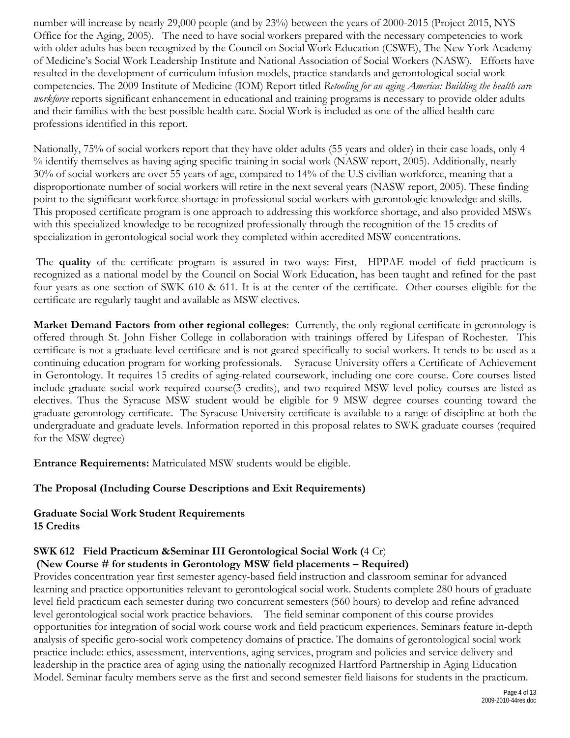number will increase by nearly 29,000 people (and by 23%) between the years of 2000-2015 (Project 2015, NYS Office for the Aging, 2005). The need to have social workers prepared with the necessary competencies to work with older adults has been recognized by the Council on Social Work Education (CSWE), The New York Academy of Medicine's Social Work Leadership Institute and National Association of Social Workers (NASW). Efforts have resulted in the development of curriculum infusion models, practice standards and gerontological social work competencies. The 2009 Institute of Medicine (IOM) Report titled *Retooling for an aging America: Building the health care workforce* reports significant enhancement in educational and training programs is necessary to provide older adults and their families with the best possible health care. Social Work is included as one of the allied health care professions identified in this report.

Nationally, 75% of social workers report that they have older adults (55 years and older) in their case loads, only 4 % identify themselves as having aging specific training in social work (NASW report, 2005). Additionally, nearly 30% of social workers are over 55 years of age, compared to 14% of the U.S civilian workforce, meaning that a disproportionate number of social workers will retire in the next several years (NASW report, 2005). These finding point to the significant workforce shortage in professional social workers with gerontologic knowledge and skills. This proposed certificate program is one approach to addressing this workforce shortage, and also provided MSWs with this specialized knowledge to be recognized professionally through the recognition of the 15 credits of specialization in gerontological social work they completed within accredited MSW concentrations.

The **quality** of the certificate program is assured in two ways: First, HPPAE model of field practicum is recognized as a national model by the Council on Social Work Education, has been taught and refined for the past four years as one section of SWK 610 & 611. It is at the center of the certificate. Other courses eligible for the certificate are regularly taught and available as MSW electives.

**Market Demand Factors from other regional colleges**: Currently, the only regional certificate in gerontology is offered through St. John Fisher College in collaboration with trainings offered by Lifespan of Rochester. This certificate is not a graduate level certificate and is not geared specifically to social workers. It tends to be used as a continuing education program for working professionals. Syracuse University offers a Certificate of Achievement in Gerontology. It requires 15 credits of aging-related coursework, including one core course. Core courses listed include graduate social work required course(3 credits), and two required MSW level policy courses are listed as electives. Thus the Syracuse MSW student would be eligible for 9 MSW degree courses counting toward the graduate gerontology certificate. The Syracuse University certificate is available to a range of discipline at both the undergraduate and graduate levels. Information reported in this proposal relates to SWK graduate courses (required for the MSW degree)

**Entrance Requirements:** Matriculated MSW students would be eligible.

**The Proposal (Including Course Descriptions and Exit Requirements)**

**Graduate Social Work Student Requirements**
**15 Credits**

**SWK 612 Field Practicum &Seminar III Gerontological Social Work (**4 Cr)
**(New Course # for students in Gerontology MSW field placements – Required)**
Provides concentration year first semester agency-based field instruction and classroom seminar for advanced learning and practice opportunities relevant to gerontological social work. Students complete 280 hours of graduate level field practicum each semester during two concurrent semesters (560 hours) to develop and refine advanced level gerontological social work practice behaviors. The field seminar component of this course provides opportunities for integration of social work course work and field practicum experiences. Seminars feature in-depth analysis of specific gero-social work competency domains of practice. The domains of gerontological social work practice include: ethics, assessment, interventions, aging services, program and policies and service delivery and leadership in the practice area of aging using the nationally recognized Hartford Partnership in Aging Education Model. Seminar faculty members serve as the first and second semester field liaisons for students in the practicum.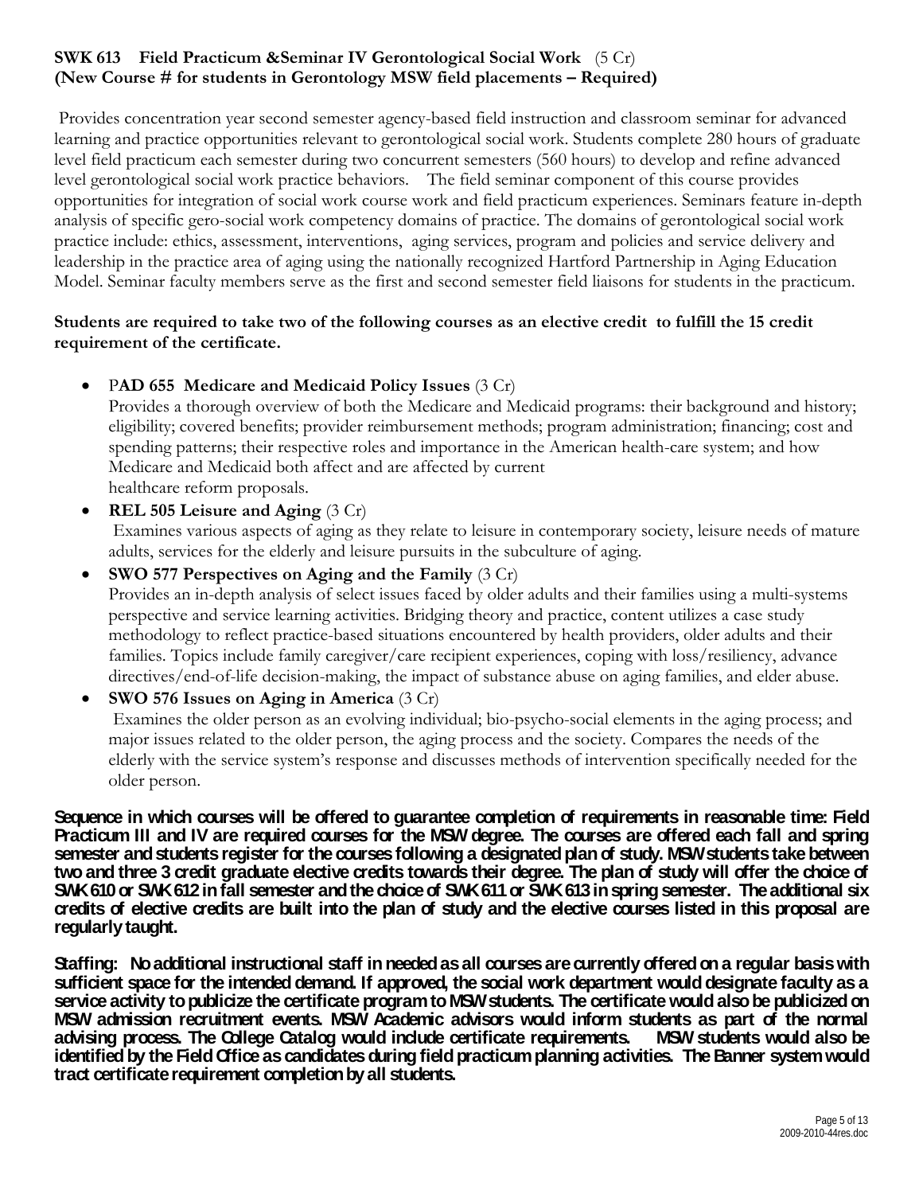**SWK 613 Field Practicum &Seminar IV Gerontological Social Work** (5 Cr)
**(New Course # for students in Gerontology MSW field placements – Required)**

Provides concentration year second semester agency-based field instruction and classroom seminar for advanced learning and practice opportunities relevant to gerontological social work. Students complete 280 hours of graduate level field practicum each semester during two concurrent semesters (560 hours) to develop and refine advanced level gerontological social work practice behaviors. The field seminar component of this course provides opportunities for integration of social work course work and field practicum experiences. Seminars feature in-depth analysis of specific gero-social work competency domains of practice. The domains of gerontological social work practice include: ethics, assessment, interventions, aging services, program and policies and service delivery and leadership in the practice area of aging using the nationally recognized Hartford Partnership in Aging Education Model. Seminar faculty members serve as the first and second semester field liaisons for students in the practicum.

**Students are required to take two of the following courses as an elective credit to fulfill the 15 credit requirement of the certificate.**

- P**AD 655 Medicare and Medicaid Policy Issues** (3 Cr)
  Provides a thorough overview of both the Medicare and Medicaid programs: their background and history; eligibility; covered benefits; provider reimbursement methods; program administration; financing; cost and spending patterns; their respective roles and importance in the American health-care system; and how Medicare and Medicaid both affect and are affected by current healthcare reform proposals.
- **REL 505 Leisure and Aging** (3 Cr)
  Examines various aspects of aging as they relate to leisure in contemporary society, leisure needs of mature adults, services for the elderly and leisure pursuits in the subculture of aging.
- **SWO 577 Perspectives on Aging and the Family** (3 Cr)
  Provides an in-depth analysis of select issues faced by older adults and their families using a multi-systems perspective and service learning activities. Bridging theory and practice, content utilizes a case study methodology to reflect practice-based situations encountered by health providers, older adults and their families. Topics include family caregiver/care recipient experiences, coping with loss/resiliency, advance directives/end-of-life decision-making, the impact of substance abuse on aging families, and elder abuse.
- **SWO 576 Issues on Aging in America** (3 Cr)
  Examines the older person as an evolving individual; bio-psycho-social elements in the aging process; and major issues related to the older person, the aging process and the society. Compares the needs of the elderly with the service system's response and discusses methods of intervention specifically needed for the older person.

**Sequence in which courses will be offered to guarantee completion of requirements in reasonable time: Field Practicum III and IV are required courses for the MSW degree. The courses are offered each fall and spring semester and students register for the courses following a designated plan of study. MSW students take between two and three 3 credit graduate elective credits towards their degree. The plan of study will offer the choice of SWK 610 or SWK 612 in fall semester and the choice of SWK 611 or SWK 613 in spring semester. The additional six credits of elective credits are built into the plan of study and the elective courses listed in this proposal are regularly taught.**

**Staffing: No additional instructional staff in needed as all courses are currently offered on a regular basis with sufficient space for the intended demand. If approved, the social work department would designate faculty as a service activity to publicize the certificate program to MSW students. The certificate would also be publicized on MSW admission recruitment events. MSW Academic advisors would inform students as part of the normal advising process. The College Catalog would include certificate requirements. MSW students would also be identified by the Field Office as candidates during field practicum planning activities. The Banner system would tract certificate requirement completion by all students.**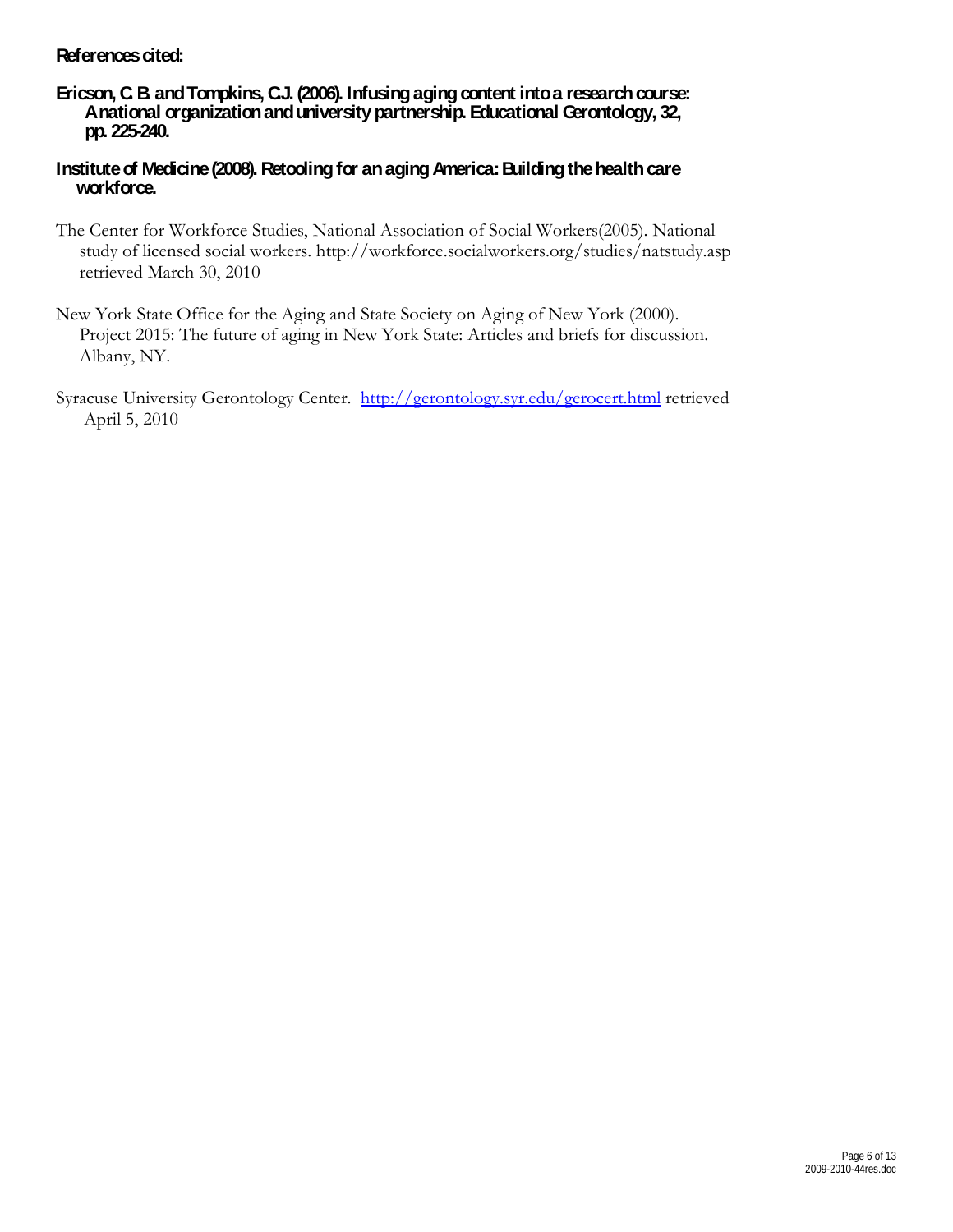**References cited:**

**Ericson, C. B. and Tompkins, C.J. (2006). Infusing aging content into a research course: A national organization and university partnership. Educational Gerontology, 32, pp. 225-240.**

**Institute of Medicine (2008). Retooling for an aging America: Building the health care workforce.**

The Center for Workforce Studies, National Association of Social Workers(2005). National study of licensed social workers. http://workforce.socialworkers.org/studies/natstudy.asp retrieved March 30, 2010

New York State Office for the Aging and State Society on Aging of New York (2000). Project 2015: The future of aging in New York State: Articles and briefs for discussion. Albany, NY.

Syracuse University Gerontology Center. [http://gerontology.syr.edu/gerocert.html](http://gerontology.syr.edu/gerocert.html) retrieved April 5, 2010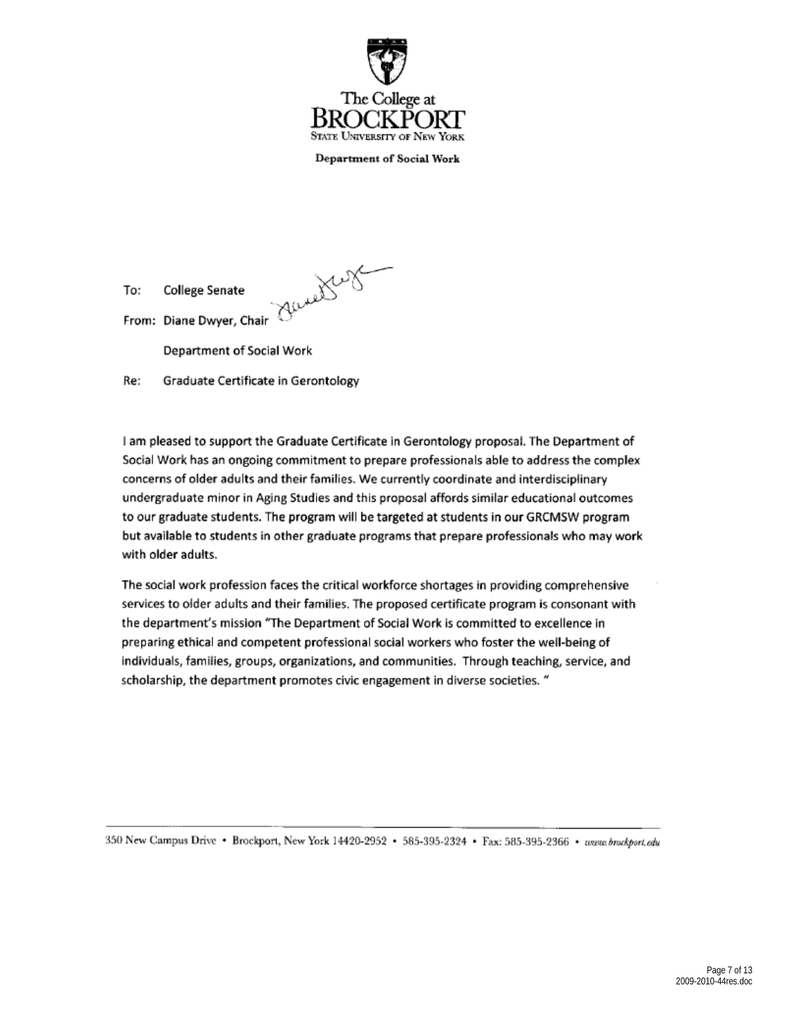The College at
**BROCKPORT**
STATE UNIVERSITY OF NEW YORK

**Department of Social Work**

To: College Senate

From: Diane Dwyer, Chair

Department of Social Work

Re: Graduate Certificate in Gerontology

I am pleased to support the Graduate Certificate in Gerontology proposal. The Department of Social Work has an ongoing commitment to prepare professionals able to address the complex concerns of older adults and their families. We currently coordinate and interdisciplinary undergraduate minor in Aging Studies and this proposal affords similar educational outcomes to our graduate students. The program will be targeted at students in our GRCMSW program but available to students in other graduate programs that prepare professionals who may work with older adults.

The social work profession faces the critical workforce shortages in providing comprehensive services to older adults and their families. The proposed certificate program is consonant with the department's mission "The Department of Social Work is committed to excellence in preparing ethical and competent professional social workers who foster the well-being of individuals, families, groups, organizations, and communities. Through teaching, service, and scholarship, the department promotes civic engagement in diverse societies. "

350 New Campus Drive • Brockport, New York 14420-2952 • 585-395-2324 • Fax: 585-395-2366 • www.brockport.edu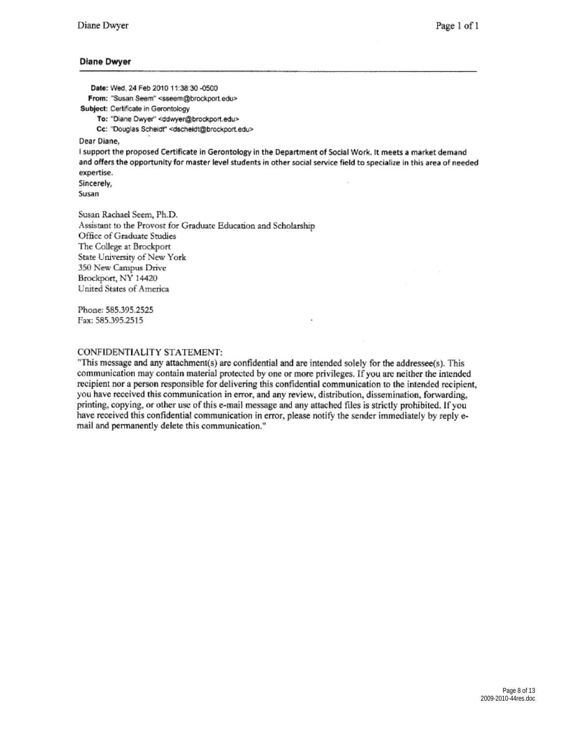**Diane Dwyer**

---

**Date:** Wed, 24 Feb 2010 11:38:30 -0500
**From:** "Susan Seem" <sseem@brockport.edu>
**Subject:** Certificate in Gerontology
**To:** "Diane Dwyer" <ddwyer@brockport.edu>
**Cc:** "Douglas Scheidt" <dscheidt@brockport.edu>

Dear Diane,

I support the proposed Certificate in Gerontology in the Department of Social Work. It meets a market demand and offers the opportunity for master level students in other social service field to specialize in this area of needed expertise.

Sincerely,
Susan

Susan Rachael Seem, Ph.D.
Assistant to the Provost for Graduate Education and Scholarship
Office of Graduate Studies
The College at Brockport
State University of New York
350 New Campus Drive
Brockport, NY 14420
United States of America

Phone: 585.395.2525
Fax: 585.395.2515

CONFIDENTIALITY STATEMENT:
"This message and any attachment(s) are confidential and are intended solely for the addressee(s). This communication may contain material protected by one or more privileges. If you are neither the intended recipient nor a person responsible for delivering this confidential communication to the intended recipient, you have received this communication in error, and any review, distribution, dissemination, forwarding, printing, copying, or other use of this e-mail message and any attached files is strictly prohibited. If you have received this confidential communication in error, please notify the sender immediately by reply e-mail and permanently delete this communication."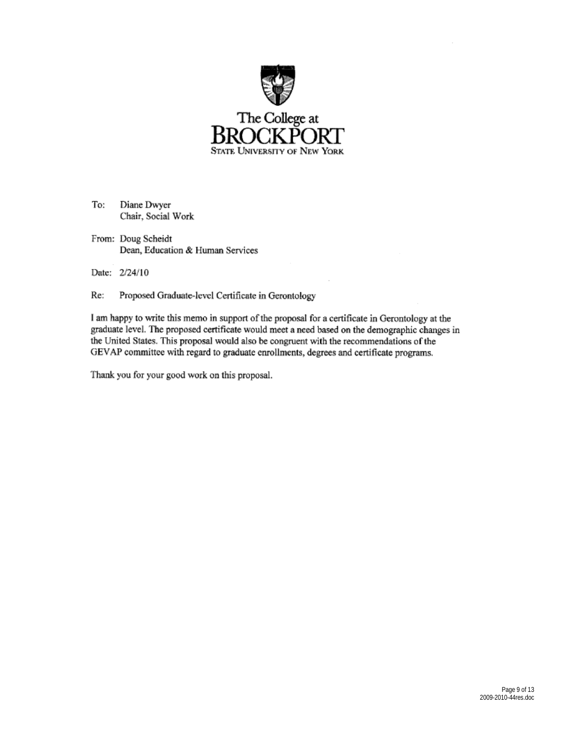The College at
BROCKPORT
STATE UNIVERSITY OF NEW YORK

To: Diane Dwyer
Chair, Social Work

From: Doug Scheidt
Dean, Education & Human Services

Date: 2/24/10

Re: Proposed Graduate-level Certificate in Gerontology

I am happy to write this memo in support of the proposal for a certificate in Gerontology at the graduate level. The proposed certificate would meet a need based on the demographic changes in the United States. This proposal would also be congruent with the recommendations of the GEVAP committee with regard to graduate enrollments, degrees and certificate programs.

Thank you for your good work on this proposal.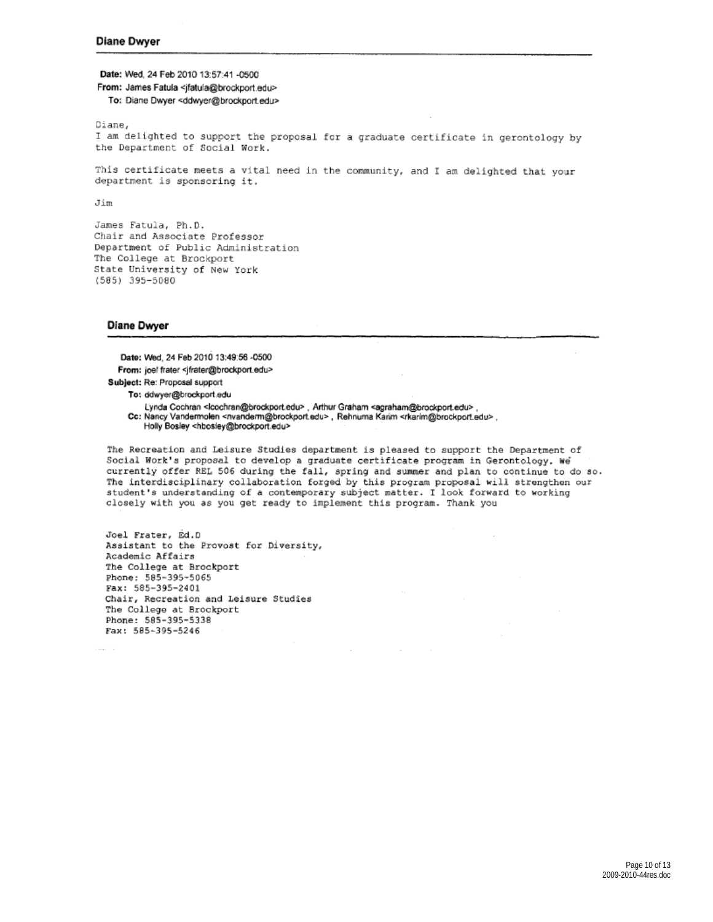**Diane Dwyer**

---

**Date:** Wed, 24 Feb 2010 13:57:41 -0500
**From:** James Fatula <jfatula@brockport.edu>
**To:** Diane Dwyer <ddwyer@brockport.edu>

Diane,
I am delighted to support the proposal for a graduate certificate in gerontology by the Department of Social Work.

This certificate meets a vital need in the community, and I am delighted that your department is sponsoring it.

Jim

James Fatula, Ph.D.
Chair and Associate Professor
Department of Public Administration
The College at Brockport
State University of New York
(585) 395-5080

**Diane Dwyer**

---

**Date:** Wed, 24 Feb 2010 13:49:56 -0500
**From:** joel frater <jfrater@brockport.edu>
**Subject:** Re: Proposal support
**To:** ddwyer@brockport.edu
**Cc:** Lynda Cochran <lcochran@brockport.edu> , Arthur Graham <agraham@brockport.edu> , Nancy Vandermolen <nvanderm@brockport.edu> , Rehnuma Karim <rkarim@brockport.edu> , Holly Bosley <hbosley@brockport.edu>

The Recreation and Leisure Studies department is pleased to support the Department of Social Work's proposal to develop a graduate certificate program in Gerontology. We currently offer REL 506 during the fall, spring and summer and plan to continue to do so. The interdisciplinary collaboration forged by this program proposal will strengthen our student's understanding of a contemporary subject matter. I look forward to working closely with you as you get ready to implement this program. Thank you

Joel Frater, Ed.D
Assistant to the Provost for Diversity,
Academic Affairs
The College at Brockport
Phone: 585-395-5065
Fax: 585-395-2401
Chair, Recreation and Leisure Studies
The College at Brockport
Phone: 585-395-5338
Fax: 585-395-5246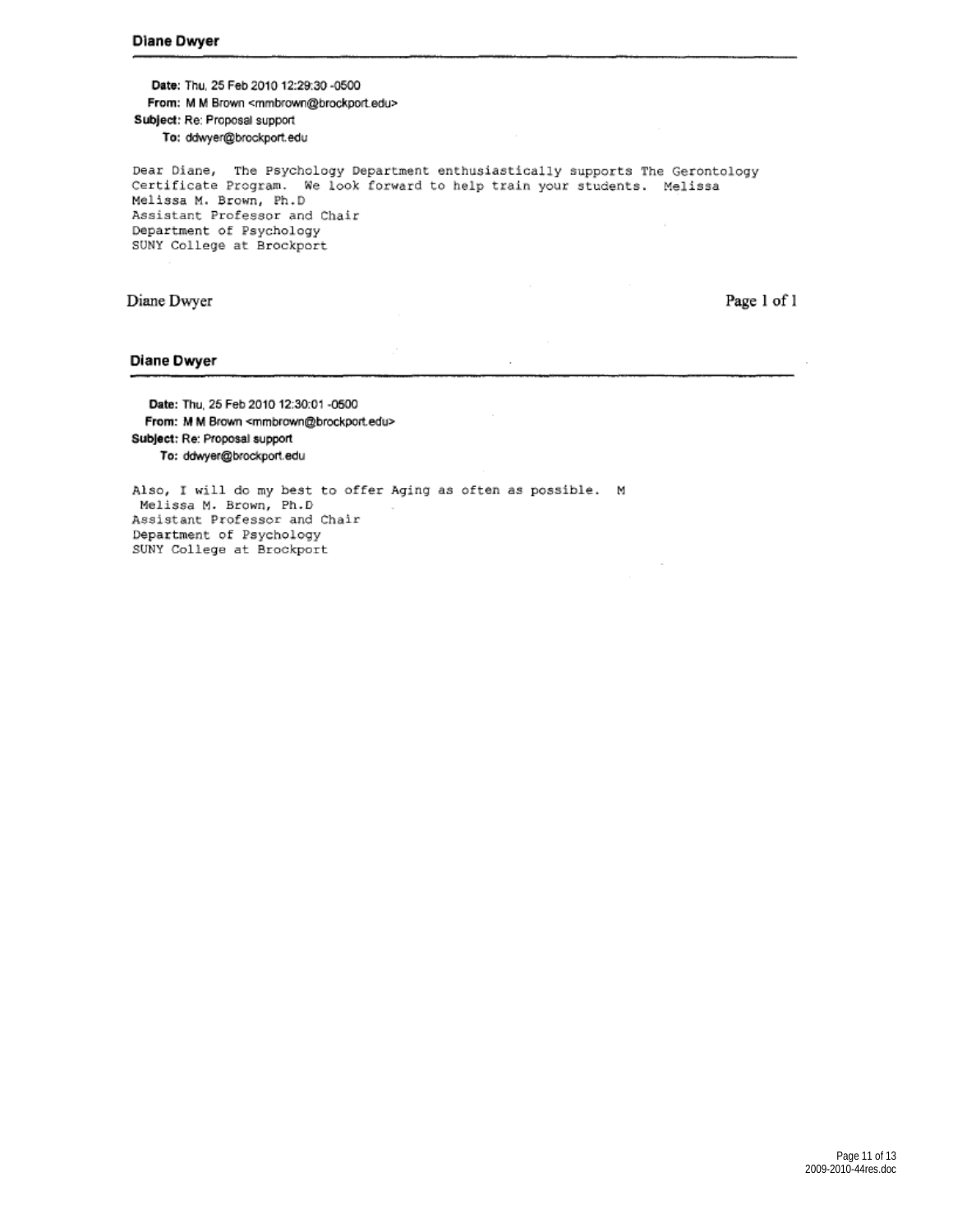**Diane Dwyer**

---

**Date:** Thu, 25 Feb 2010 12:29:30 -0500
**From:** M M Brown <mmbrown@brockport.edu>
**Subject:** Re: Proposal support
**To:** ddwyer@brockport.edu

Dear Diane, The Psychology Department enthusiastically supports The Gerontology Certificate Program. We look forward to help train your students. Melissa
Melissa M. Brown, Ph.D
Assistant Professor and Chair
Department of Psychology
SUNY College at Brockport

**Diane Dwyer**

---

**Date:** Thu, 25 Feb 2010 12:30:01 -0500
**From:** M M Brown <mmbrown@brockport.edu>
**Subject:** Re: Proposal support
**To:** ddwyer@brockport.edu

Also, I will do my best to offer Aging as often as possible. M
Melissa M. Brown, Ph.D
Assistant Professor and Chair
Department of Psychology
SUNY College at Brockport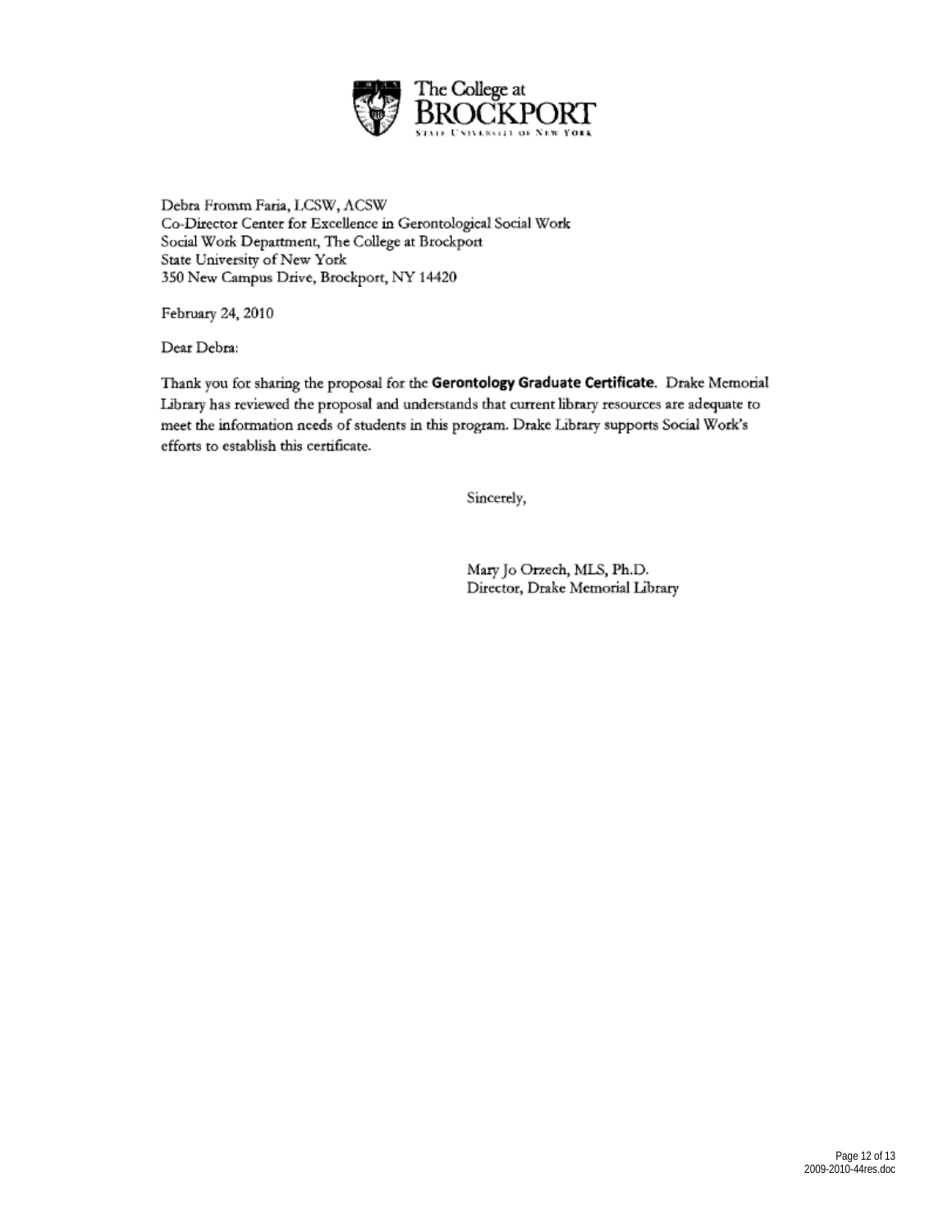The College at
BROCKPORT
STATE UNIVERSITY OF NEW YORK

Debra Fromm Faria, LCSW, ACSW
Co-Director Center for Excellence in Gerontological Social Work
Social Work Department, The College at Brockport
State University of New York
350 New Campus Drive, Brockport, NY 14420

February 24, 2010

Dear Debra:

Thank you for sharing the proposal for the **Gerontology Graduate Certificate**. Drake Memorial Library has reviewed the proposal and understands that current library resources are adequate to meet the information needs of students in this program. Drake Library supports Social Work's efforts to establish this certificate.

Sincerely,

Mary Jo Orzech, MLS, Ph.D.
Director, Drake Memorial Library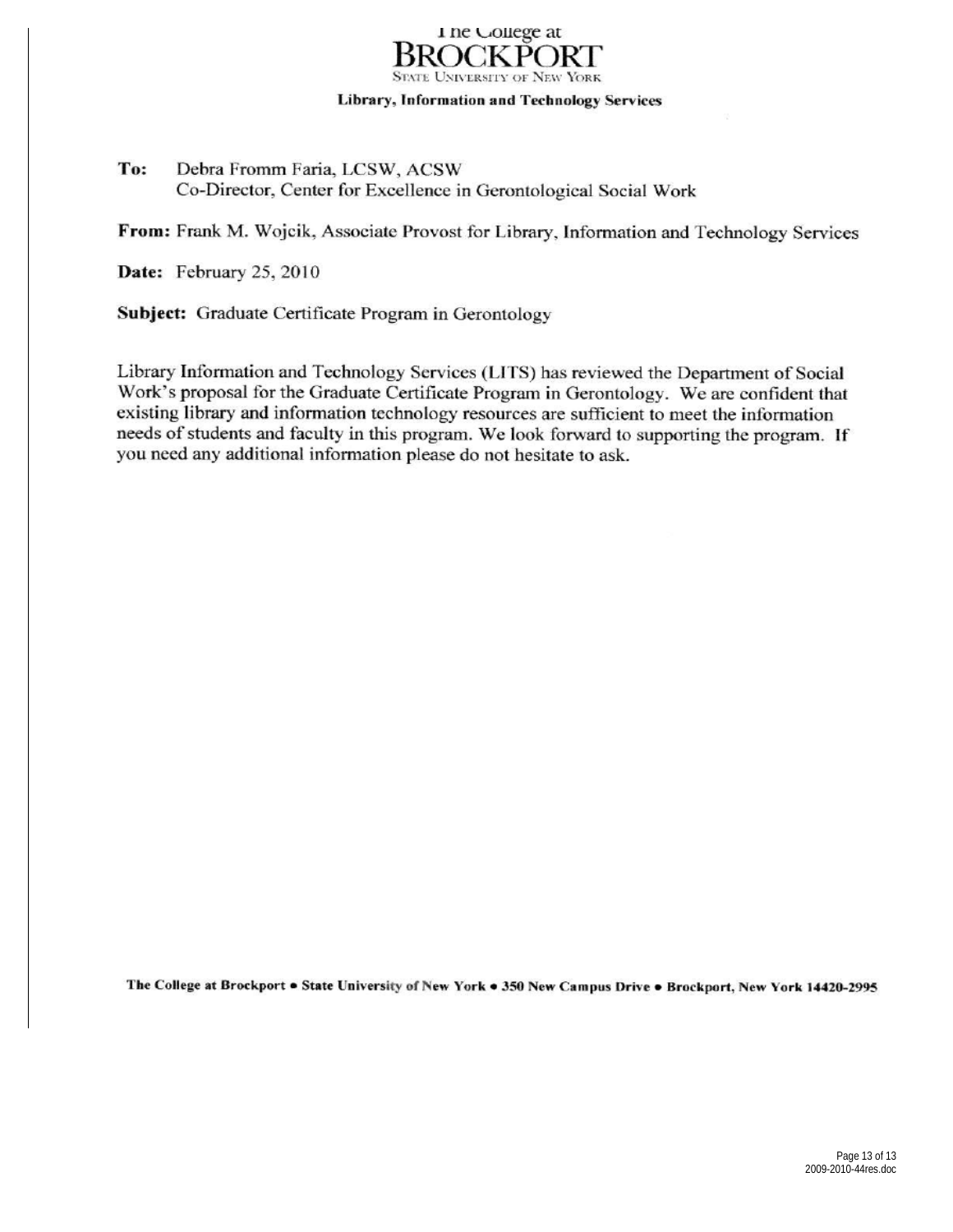The College at
**BROCKPORT**
STATE UNIVERSITY OF NEW YORK

**Library, Information and Technology Services**

**To:** Debra Fromm Faria, LCSW, ACSW
Co-Director, Center for Excellence in Gerontological Social Work

**From:** Frank M. Wojcik, Associate Provost for Library, Information and Technology Services

**Date:** February 25, 2010

**Subject:** Graduate Certificate Program in Gerontology

Library Information and Technology Services (LITS) has reviewed the Department of Social Work's proposal for the Graduate Certificate Program in Gerontology. We are confident that existing library and information technology resources are sufficient to meet the information needs of students and faculty in this program. We look forward to supporting the program. If you need any additional information please do not hesitate to ask.

**The College at Brockport • State University of New York • 350 New Campus Drive • Brockport, New York 14420-2995**